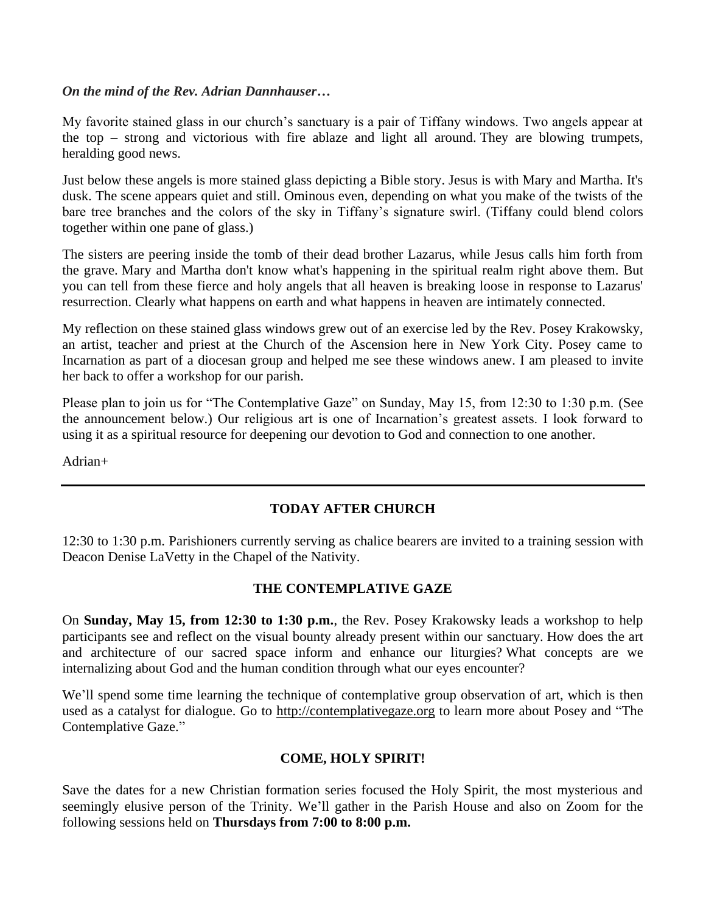***On the mind of the Rev. Adrian Dannhauser…***

My favorite stained glass in our church's sanctuary is a pair of Tiffany windows. Two angels appear at the top – strong and victorious with fire ablaze and light all around. They are blowing trumpets, heralding good news.

Just below these angels is more stained glass depicting a Bible story. Jesus is with Mary and Martha. It's dusk. The scene appears quiet and still. Ominous even, depending on what you make of the twists of the bare tree branches and the colors of the sky in Tiffany's signature swirl. (Tiffany could blend colors together within one pane of glass.)

The sisters are peering inside the tomb of their dead brother Lazarus, while Jesus calls him forth from the grave. Mary and Martha don't know what's happening in the spiritual realm right above them. But you can tell from these fierce and holy angels that all heaven is breaking loose in response to Lazarus' resurrection. Clearly what happens on earth and what happens in heaven are intimately connected.

My reflection on these stained glass windows grew out of an exercise led by the Rev. Posey Krakowsky, an artist, teacher and priest at the Church of the Ascension here in New York City. Posey came to Incarnation as part of a diocesan group and helped me see these windows anew. I am pleased to invite her back to offer a workshop for our parish.

Please plan to join us for "The Contemplative Gaze" on Sunday, May 15, from 12:30 to 1:30 p.m. (See the announcement below.) Our religious art is one of Incarnation's greatest assets. I look forward to using it as a spiritual resource for deepening our devotion to God and connection to one another.

Adrian+

---

## TODAY AFTER CHURCH

12:30 to 1:30 p.m. Parishioners currently serving as chalice bearers are invited to a training session with Deacon Denise LaVetty in the Chapel of the Nativity.

## THE CONTEMPLATIVE GAZE

On **Sunday, May 15, from 12:30 to 1:30 p.m.**, the Rev. Posey Krakowsky leads a workshop to help participants see and reflect on the visual bounty already present within our sanctuary. How does the art and architecture of our sacred space inform and enhance our liturgies? What concepts are we internalizing about God and the human condition through what our eyes encounter?

We'll spend some time learning the technique of contemplative group observation of art, which is then used as a catalyst for dialogue. Go to http://contemplativegaze.org to learn more about Posey and "The Contemplative Gaze."

## COME, HOLY SPIRIT!

Save the dates for a new Christian formation series focused the Holy Spirit, the most mysterious and seemingly elusive person of the Trinity. We'll gather in the Parish House and also on Zoom for the following sessions held on **Thursdays from 7:00 to 8:00 p.m.**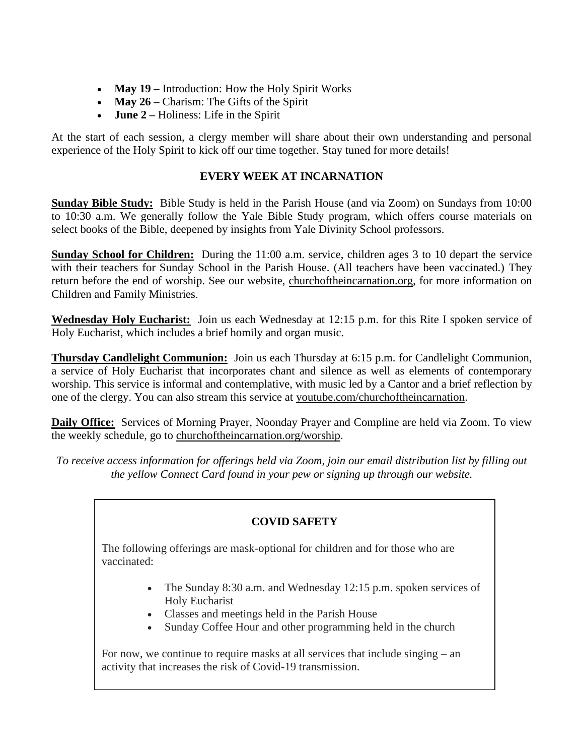- **May 19 –** Introduction: How the Holy Spirit Works
- **May 26 –** Charism: The Gifts of the Spirit
- **June 2 –** Holiness: Life in the Spirit

At the start of each session, a clergy member will share about their own understanding and personal experience of the Holy Spirit to kick off our time together. Stay tuned for more details!

## EVERY WEEK AT INCARNATION

**Sunday Bible Study:** Bible Study is held in the Parish House (and via Zoom) on Sundays from 10:00 to 10:30 a.m. We generally follow the Yale Bible Study program, which offers course materials on select books of the Bible, deepened by insights from Yale Divinity School professors.

**Sunday School for Children:** During the 11:00 a.m. service, children ages 3 to 10 depart the service with their teachers for Sunday School in the Parish House. (All teachers have been vaccinated.) They return before the end of worship. See our website, churchoftheincarnation.org, for more information on Children and Family Ministries.

**Wednesday Holy Eucharist:** Join us each Wednesday at 12:15 p.m. for this Rite I spoken service of Holy Eucharist, which includes a brief homily and organ music.

**Thursday Candlelight Communion:** Join us each Thursday at 6:15 p.m. for Candlelight Communion, a service of Holy Eucharist that incorporates chant and silence as well as elements of contemporary worship. This service is informal and contemplative, with music led by a Cantor and a brief reflection by one of the clergy. You can also stream this service at youtube.com/churchoftheincarnation.

**Daily Office:** Services of Morning Prayer, Noonday Prayer and Compline are held via Zoom. To view the weekly schedule, go to churchoftheincarnation.org/worship.

*To receive access information for offerings held via Zoom, join our email distribution list by filling out the yellow Connect Card found in your pew or signing up through our website.*

### COVID SAFETY

The following offerings are mask-optional for children and for those who are vaccinated:

- The Sunday 8:30 a.m. and Wednesday 12:15 p.m. spoken services of Holy Eucharist
- Classes and meetings held in the Parish House
- Sunday Coffee Hour and other programming held in the church

For now, we continue to require masks at all services that include singing – an activity that increases the risk of Covid-19 transmission.